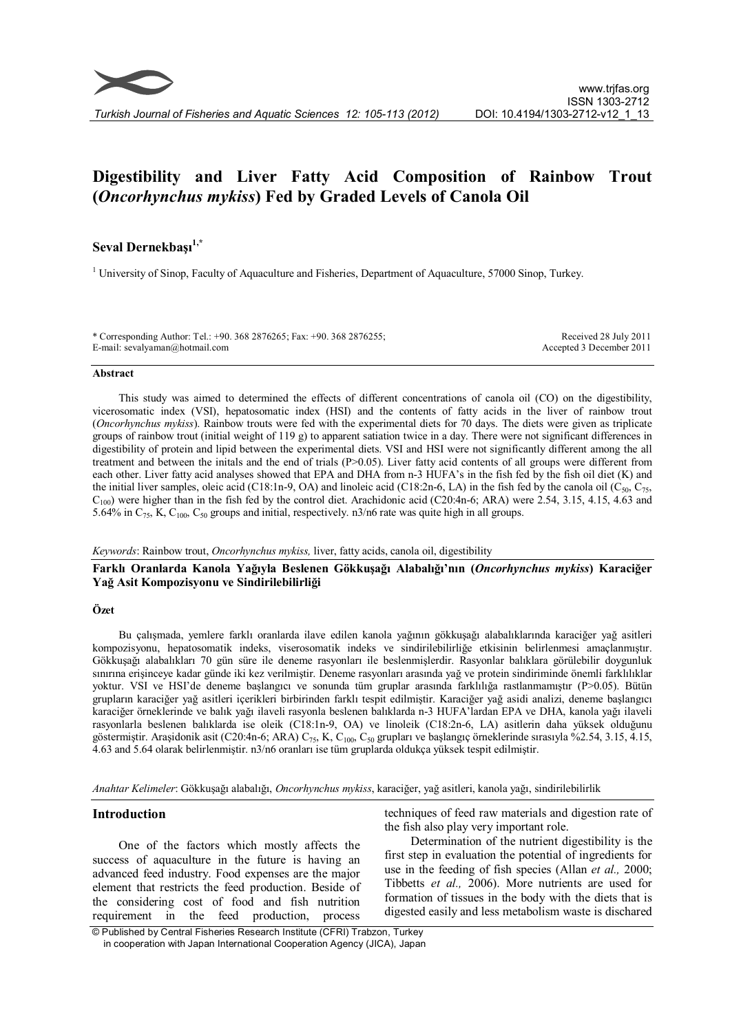# Digestibility and Liver Fatty Acid Composition of Rainbow Trout (*Oncorhynchus mykiss*) Fed by Graded Levels of Canola Oil

**Seval Dernekbaşı**[1,*]

[1] University of Sinop, Faculty of Aquaculture and Fisheries, Department of Aquaculture, 57000 Sinop, Turkey.

\* Corresponding Author: Tel.: +90. 368 2876265; Fax: +90. 368 2876255; E-mail: sevalyaman@hotmail.com

Received 28 July 2011
Accepted 3 December 2011

## Abstract

This study was aimed to determined the effects of different concentrations of canola oil (CO) on the digestibility, vicerosomatic index (VSI), hepatosomatic index (HSI) and the contents of fatty acids in the liver of rainbow trout (*Oncorhynchus mykiss*). Rainbow trouts were fed with the experimental diets for 70 days. The diets were given as triplicate groups of rainbow trout (initial weight of 119 g) to apparent satiation twice in a day. There were not significant differences in digestibility of protein and lipid between the experimental diets. VSI and HSI were not significantly different among the all treatment and between the initals and the end of trials (P>0.05). Liver fatty acid contents of all groups were different from each other. Liver fatty acid analyses showed that EPA and DHA from n-3 HUFA's in the fish fed by the fish oil diet (K) and the initial liver samples, oleic acid (C18:1n-9, OA) and linoleic acid (C18:2n-6, LA) in the fish fed by the canola oil ($C_{50}$, $C_{75}$, $C_{100}$) were higher than in the fish fed by the control diet. Arachidonic acid (C20:4n-6; ARA) were 2.54, 3.15, 4.15, 4.63 and 5.64% in $C_{75}$, K, $C_{100}$, $C_{50}$ groups and initial, respectively. n3/n6 rate was quite high in all groups.

*Keywords*: Rainbow trout, *Oncorhynchus mykiss,* liver, fatty acids, canola oil, digestibility

## Farklı Oranlarda Kanola Yağıyla Beslenen Gökkuşağı Alabalığı'nın (*Oncorhynchus mykiss*) Karaciğer Yağ Asit Kompozisyonu ve Sindirilebilirliği

### Özet

Bu çalışmada, yemlere farklı oranlarda ilave edilen kanola yağının gökkuşağı alabalıklarında karaciğer yağ asitleri kompozisyonu, hepatosomatik indeks, viserosomatik indeks ve sindirilebilirliğe etkisinin belirlenmesi amaçlanmıştır. Gökkuşağı alabalıkları 70 gün süre ile deneme rasyonları ile beslenmişlerdir. Rasyonlar balıklara görülebilir doygunluk sınırına erişinceye kadar günde iki kez verilmiştir. Deneme rasyonları arasında yağ ve protein sindiriminde önemli farklılıklar yoktur. VSI ve HSI'de deneme başlangıcı ve sonunda tüm gruplar arasında farklılığa rastlanmamıştır (P>0.05). Bütün grupların karaciğer yağ asitleri içerikleri birbirinden farklı tespit edilmiştir. Karaciğer yağ asidi analizi, deneme başlangıcı karaciğer örneklerinde ve balık yağı ilaveli rasyonla beslenen balıklarda n-3 HUFA'lardan EPA ve DHA, kanola yağı ilaveli rasyonlarla beslenen balıklarda ise oleik (C18:1n-9, OA) ve linoleik (C18:2n-6, LA) asitlerin daha yüksek olduğunu göstermiştir. Araşidonik asit (C20:4n-6; ARA) $C_{75}$, K, $C_{100}$, $C_{50}$ grupları ve başlangıç örneklerinde sırasıyla %2.54, 3.15, 4.15, 4.63 and 5.64 olarak belirlenmiştir. n3/n6 oranları ise tüm gruplarda oldukça yüksek tespit edilmiştir.

*Anahtar Kelimeler*: Gökkuşağı alabalığı, *Oncorhynchus mykiss*, karaciğer, yağ asitleri, kanola yağı, sindirilebilirlik

## Introduction

One of the factors which mostly affects the success of aquaculture in the future is having an advanced feed industry. Food expenses are the major element that restricts the feed production. Beside of the considering cost of food and fish nutrition requirement in the feed production, process techniques of feed raw materials and digestion rate of the fish also play very important role.

Determination of the nutrient digestibility is the first step in evaluation the potential of ingredients for use in the feeding of fish species (Allan *et al.,* 2000; Tibbetts *et al.,* 2006). More nutrients are used for formation of tissues in the body with the diets that is digested easily and less metabolism waste is dischared

© Published by Central Fisheries Research Institute (CFRI) Trabzon, Turkey in cooperation with Japan International Cooperation Agency (JICA), Japan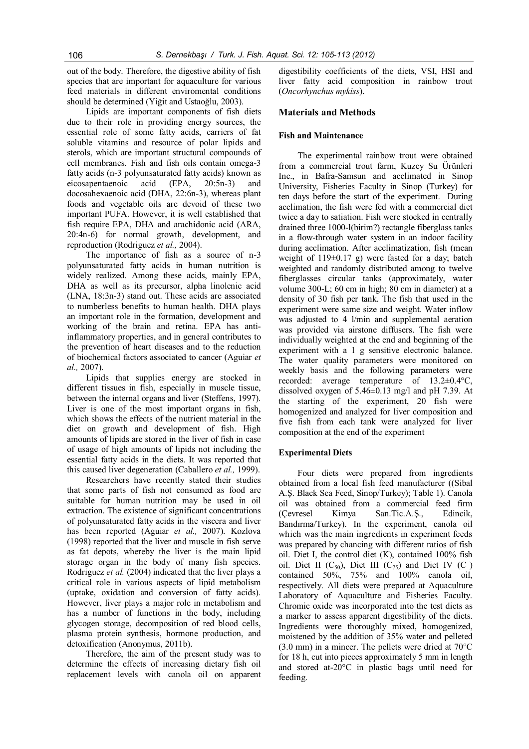out of the body. Therefore, the digestive ability of fish species that are important for aquaculture for various feed materials in different enviromental conditions should be determined (Yiğit and Ustaoğlu, 2003).

Lipids are important components of fish diets due to their role in providing energy sources, the essential role of some fatty acids, carriers of fat soluble vitamins and resource of polar lipids and sterols, which are important structural compounds of cell membranes. Fish and fish oils contain omega-3 fatty acids (n-3 polyunsaturated fatty acids) known as eicosapentaenoic acid (EPA, 20:5n-3) and docosahexaenoic acid (DHA, 22:6n-3), whereas plant foods and vegetable oils are devoid of these two important PUFA. However, it is well established that fish require EPA, DHA and arachidonic acid (ARA, 20:4n-6) for normal growth, development, and reproduction (Rodriguez *et al.,* 2004).

The importance of fish as a source of n-3 polyunsaturated fatty acids in human nutrition is widely realized. Among these acids, mainly EPA, DHA as well as its precursor, alpha linolenic acid (LNA, 18:3n-3) stand out. These acids are associated to numberless benefits to human health. DHA plays an important role in the formation, development and working of the brain and retina. EPA has anti-inflammatory properties, and in general contributes to the prevention of heart diseases and to the reduction of biochemical factors associated to cancer (Aguiar *et al.,* 2007).

Lipids that supplies energy are stocked in different tissues in fish, especially in muscle tissue, between the internal organs and liver (Steffens, 1997). Liver is one of the most important organs in fish, which shows the effects of the nutrient material in the diet on growth and development of fish. High amounts of lipids are stored in the liver of fish in case of usage of high amounts of lipids not including the essential fatty acids in the diets. It was reported that this caused liver degeneration (Caballero *et al.,* 1999).

Researchers have recently stated their studies that some parts of fish not consumed as food are suitable for human nutrition may be used in oil extraction. The existence of significant concentrations of polyunsaturated fatty acids in the viscera and liver has been reported (Aguiar *et al.,* 2007). Kozlova (1998) reported that the liver and muscle in fish serve as fat depots, whereby the liver is the main lipid storage organ in the body of many fish species. Rodriguez *et al.* (2004) indicated that the liver plays a critical role in various aspects of lipid metabolism (uptake, oxidation and conversion of fatty acids). However, liver plays a major role in metabolism and has a number of functions in the body, including glycogen storage, decomposition of red blood cells, plasma protein synthesis, hormone production, and detoxification (Anonymus, 2011b).

Therefore, the aim of the present study was to determine the effects of increasing dietary fish oil replacement levels with canola oil on apparent digestibility coefficients of the diets, VSI, HSI and liver fatty acid composition in rainbow trout (*Oncorhynchus mykiss*).

## Materials and Methods

### Fish and Maintenance

The experimental rainbow trout were obtained from a commercial trout farm, Kuzey Su Ürünleri Inc., in Bafra-Samsun and acclimated in Sinop University, Fisheries Faculty in Sinop (Turkey) for ten days before the start of the experiment. During acclimation, the fish were fed with a commercial diet twice a day to satiation. Fish were stocked in centrally drained three 1000-l(birim?) rectangle fiberglass tanks in a flow-through water system in an indoor facility during acclimation. After acclimatization, fish (mean weight of 119±0.17 g) were fasted for a day; batch weighted and randomly distributed among to twelve fiberglasses circular tanks (approximately, water volume 300-L; 60 cm in high; 80 cm in diameter) at a density of 30 fish per tank. The fish that used in the experiment were same size and weight. Water inflow was adjusted to 4 l/min and supplemental aeration was provided via airstone diffusers. The fish were individually weighted at the end and beginning of the experiment with a 1 g sensitive electronic balance. The water quality parameters were monitored on weekly basis and the following parameters were recorded: average temperature of 13.2±0.4°C, dissolved oxygen of 5.46±0.13 mg/l and pH 7.39. At the starting of the experiment, 20 fish were homogenized and analyzed for liver composition and five fish from each tank were analyzed for liver composition at the end of the experiment

### Experimental Diets

Four diets were prepared from ingredients obtained from a local fish feed manufacturer ((Sibal A.Ş. Black Sea Feed, Sinop/Turkey); Table 1). Canola oil was obtained from a commercial feed firm (Çevresel Kimya San.Tic.A.Ş., Edincik, Bandırma/Turkey). In the experiment, canola oil which was the main ingredients in experiment feeds was prepared by chancing with different ratios of fish oil. Diet I, the control diet (K), contained 100% fish oil. Diet II ($C_{50}$), Diet III ($C_{75}$) and Diet IV (C ) contained 50%, 75% and 100% canola oil, respectively. All diets were prepared at Aquaculture Laboratory of Aquaculture and Fisheries Faculty. Chromic oxide was incorporated into the test diets as a marker to assess apparent digestibility of the diets. Ingredients were thoroughly mixed, homogenized, moistened by the addition of 35% water and pelleted (3.0 mm) in a mincer. The pellets were dried at 70°C for 18 h, cut into pieces approximately 5 mm in length and stored at-20°C in plastic bags until need for feeding.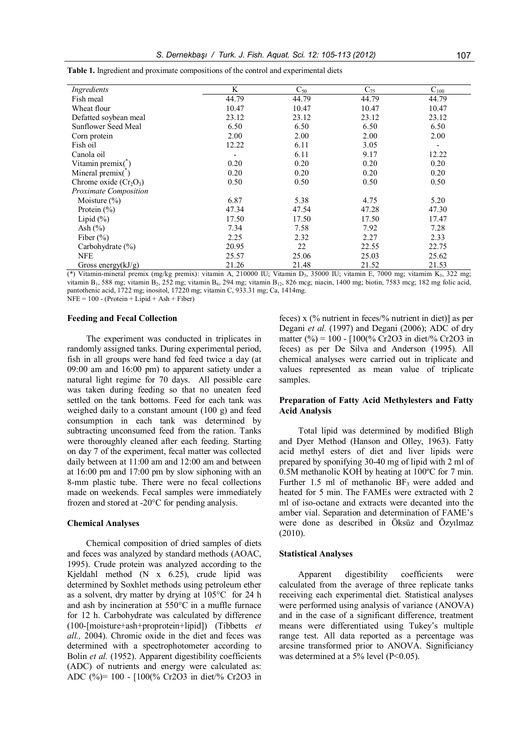**Table 1.** Ingredient and proximate compositions of the control and experimental diets

| *Ingredients* | K | $C_{50}$ | $C_{75}$ | $C_{100}$ |
|---|---|---|---|---|
| Fish meal | 44.79 | 44.79 | 44.79 | 44.79 |
| Wheat flour | 10.47 | 10.47 | 10.47 | 10.47 |
| Defatted soybean meal | 23.12 | 23.12 | 23.12 | 23.12 |
| Sunflower Seed Meal | 6.50 | 6.50 | 6.50 | 6.50 |
| Corn protein | 2.00 | 2.00 | 2.00 | 2.00 |
| Fish oil | 12.22 | 6.11 | 3.05 | - |
| Canola oil | - | 6.11 | 9.17 | 12.22 |
| Vitamin premix(*) | 0.20 | 0.20 | 0.20 | 0.20 |
| Mineral premix(*) | 0.20 | 0.20 | 0.20 | 0.20 |
| Chrome oxide ($Cr_2O_3$) | 0.50 | 0.50 | 0.50 | 0.50 |
| *Proximate Composition* | | | | |
| Moisture (%) | 6.87 | 5.38 | 4.75 | 5.20 |
| Protein (%) | 47.34 | 47.54 | 47.28 | 47.30 |
| Lipid (%) | 17.50 | 17.50 | 17.50 | 17.47 |
| Ash (%) | 7.34 | 7.58 | 7.92 | 7.28 |
| Fiber (%) | 2.25 | 2.32 | 2.27 | 2.33 |
| Carbohydrate (%) | 20.95 | 22 | 22.55 | 22.75 |
| NFE | 25.57 | 25.06 | 25.03 | 25.62 |
| Gross energy(kJ/g) | 21.26 | 21.48 | 21.52 | 21.53 |

(*) Vitamin-mineral premix (mg/kg premix): vitamin A, 210000 IU; Vitamin $D_3$, 35000 IU; vitamin E, 7000 mg; vitamim $K_3$, 322 mg; vitamin $B_1$, 588 mg; vitamin $B_2$, 252 mg; vitamin $B_6$, 294 mg; vitamin $B_{12}$, 826 mcg; niacin, 1400 mg; biotin, 7583 mcg; 182 mg folic acid, pantothenic acid, 1722 mg; inositol, 17220 mg; vitamin C, 933.31 mg; Ca, 1414mg.
NFE = 100 - (Protein + Lipid + Ash + Fiber)

#### Feeding and Fecal Collection

The experiment was conducted in triplicates in randomly assigned tanks. During experimental period, fish in all groups were hand fed feed twice a day (at 09:00 am and 16:00 pm) to apparent satiety under a natural light regime for 70 days. All possible care was taken during feeding so that no uneaten feed settled on the tank bottoms. Feed for each tank was weighed daily to a constant amount (100 g) and feed consumption in each tank was determined by subtracting unconsumed feed from the ration. Tanks were thoroughly cleaned after each feeding. Starting on day 7 of the experiment, fecal matter was collected daily between at 11:00 am and 12:00 am and between at 16:00 pm and 17:00 pm by slow siphoning with an 8-mm plastic tube. There were no fecal collections made on weekends. Fecal samples were immediately frozen and stored at -20°C for pending analysis.

#### Chemical Analyses

Chemical composition of dried samples of diets and feces was analyzed by standard methods (AOAC, 1995). Crude protein was analyzed according to the Kjeldahl method (N x 6.25), crude lipid was determined by Soxhlet methods using petroleum ether as a solvent, dry matter by drying at 105°C for 24 h and ash by incineration at 550°C in a muffle furnace for 12 h. Carbohydrate was calculated by difference (100-[moisture+ash+proprotein+lipid]) (Tibbetts *et all.,* 2004). Chromic oxide in the diet and feces was determined with a spectrophotometer according to Bolin *et al.* (1952). Apparent digestibility coefficients (ADC) of nutrients and energy were calculated as: ADC (%)= 100 - [100(% Cr2O3 in diet/% Cr2O3 in feces) x (% nutrient in feces/% nutrient in diet)] as per Degani *et al.* (1997) and Degani (2006); ADC of dry matter (%) = 100 - [100(% Cr2O3 in diet/% Cr2O3 in feces) as per De Silva and Anderson (1995). All chemical analyses were carried out in triplicate and values represented as mean value of triplicate samples.

#### Preparation of Fatty Acid Methylesters and Fatty Acid Analysis

Total lipid was determined by modified Bligh and Dyer Method (Hanson and Olley, 1963). Fatty acid methyl esters of diet and liver lipids were prepared by sponifying 30-40 mg of lipid with 2 ml of 0.5M methanolic KOH by heating at 100ºC for 7 min. Further 1.5 ml of methanolic $BF_3$ were added and heated for 5 min. The FAMEs were extracted with 2 ml of iso-octane and extracts were decanted into the amber vial. Separation and determination of FAME's were done as described in Öksüz and Özyılmaz (2010).

#### Statistical Analyses

Apparent digestibility coefficients were calculated from the average of three replicate tanks receiving each experimental diet. Statistical analyses were performed using analysis of variance (ANOVA) and in the case of a significant difference, treatment means were differentiated using Tukey's multiple range test. All data reported as a percentage was arcsine transformed prior to ANOVA. Significiancy was determined at a 5% level ($P<0.05$).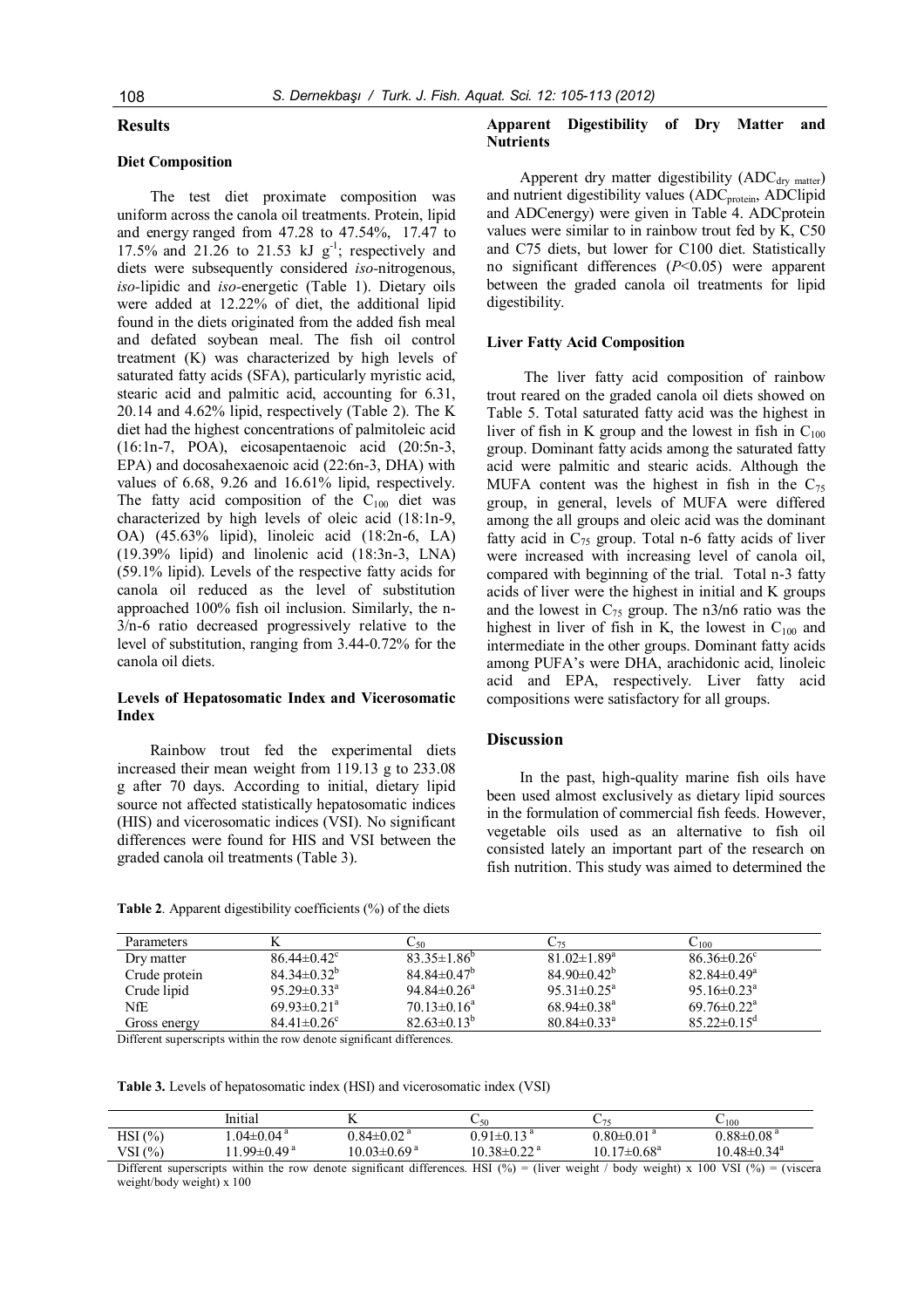## Results

### Diet Composition

The test diet proximate composition was uniform across the canola oil treatments. Protein, lipid and energy ranged from 47.28 to 47.54%, 17.47 to 17.5% and 21.26 to 21.53 kJ $g^{-1}$; respectively and diets were subsequently considered *iso*-nitrogenous, *iso*-lipidic and *iso*-energetic (Table 1). Dietary oils were added at 12.22% of diet, the additional lipid found in the diets originated from the added fish meal and defated soybean meal. The fish oil control treatment (K) was characterized by high levels of saturated fatty acids (SFA), particularly myristic acid, stearic acid and palmitic acid, accounting for 6.31, 20.14 and 4.62% lipid, respectively (Table 2). The K diet had the highest concentrations of palmitoleic acid (16:1n-7, POA), eicosapentaenoic acid (20:5n-3, EPA) and docosahexaenoic acid (22:6n-3, DHA) with values of 6.68, 9.26 and 16.61% lipid, respectively. The fatty acid composition of the $C_{100}$ diet was characterized by high levels of oleic acid (18:1n-9, OA) (45.63% lipid), linoleic acid (18:2n-6, LA) (19.39% lipid) and linolenic acid (18:3n-3, LNA) (59.1% lipid). Levels of the respective fatty acids for canola oil reduced as the level of substitution approached 100% fish oil inclusion. Similarly, the n-3/n-6 ratio decreased progressively relative to the level of substitution, ranging from 3.44-0.72% for the canola oil diets.

### Levels of Hepatosomatic Index and Vicerosomatic Index

Rainbow trout fed the experimental diets increased their mean weight from 119.13 g to 233.08 g after 70 days. According to initial, dietary lipid source not affected statistically hepatosomatic indices (HIS) and vicerosomatic indices (VSI). No significant differences were found for HIS and VSI between the graded canola oil treatments (Table 3).

### Apparent Digestibility of Dry Matter and Nutrients

Apperent dry matter digestibility ($ADC_{dry\ matter}$) and nutrient digestibility values ($ADC_{protein}$, ADClipid and ADCenergy) were given in Table 4. ADCprotein values were similar to in rainbow trout fed by K, C50 and C75 diets, but lower for C100 diet. Statistically no significant differences ($P<0.05$) were apparent between the graded canola oil treatments for lipid digestibility.

### Liver Fatty Acid Composition

The liver fatty acid composition of rainbow trout reared on the graded canola oil diets showed on Table 5. Total saturated fatty acid was the highest in liver of fish in K group and the lowest in fish in $C_{100}$ group. Dominant fatty acids among the saturated fatty acid were palmitic and stearic acids. Although the MUFA content was the highest in fish in the $C_{75}$ group, in general, levels of MUFA were differed among the all groups and oleic acid was the dominant fatty acid in $C_{75}$ group. Total n-6 fatty acids of liver were increased with increasing level of canola oil, compared with beginning of the trial. Total n-3 fatty acids of liver were the highest in initial and K groups and the lowest in $C_{75}$ group. The n3/n6 ratio was the highest in liver of fish in K, the lowest in $C_{100}$ and intermediate in the other groups. Dominant fatty acids among PUFA's were DHA, arachidonic acid, linoleic acid and EPA, respectively. Liver fatty acid compositions were satisfactory for all groups.

## Discussion

In the past, high-quality marine fish oils have been used almost exclusively as dietary lipid sources in the formulation of commercial fish feeds. However, vegetable oils used as an alternative to fish oil consisted lately an important part of the research on fish nutrition. This study was aimed to determined the

**Table 2**. Apparent digestibility coefficients (%) of the diets

| Parameters | K | $C_{50}$ | $C_{75}$ | $C_{100}$ |
|---|---|---|---|---|
| Dry matter | $86.44±0.42^{c}$ | $83.35±1.86^{b}$ | $81.02±1.89^{a}$ | $86.36±0.26^{c}$ |
| Crude protein | $84.34±0.32^{b}$ | $84.84±0.47^{b}$ | $84.90±0.42^{b}$ | $82.84±0.49^{a}$ |
| Crude lipid | $95.29±0.33^{a}$ | $94.84±0.26^{a}$ | $95.31±0.25^{a}$ | $95.16±0.23^{a}$ |
| NfE | $69.93±0.21^{a}$ | $70.13±0.16^{a}$ | $68.94±0.38^{a}$ | $69.76±0.22^{a}$ |
| Gross energy | $84.41±0.26^{c}$ | $82.63±0.13^{b}$ | $80.84±0.33^{a}$ | $85.22±0.15^{d}$ |

Different superscripts within the row denote significant differences.

**Table 3.** Levels of hepatosomatic index (HSI) and vicerosomatic index (VSI)

| | Initial | K | $C_{50}$ | $C_{75}$ | $C_{100}$ |
|---|---|---|---|---|---|
| HSI (%) | $1.04±0.04^{a}$ | $0.84±0.02^{a}$ | $0.91±0.13^{a}$ | $0.80±0.01^{a}$ | $0.88±0.08^{a}$ |
| VSI (%) | $11.99±0.49^{a}$ | $10.03±0.69^{a}$ | $10.38±0.22^{a}$ | $10.17±0.68^{a}$ | $10.48±0.34^{a}$ |

Different superscripts within the row denote significant differences. HSI (%) = (liver weight / body weight) x 100 VSI (%) = (viscera weight/body weight) x 100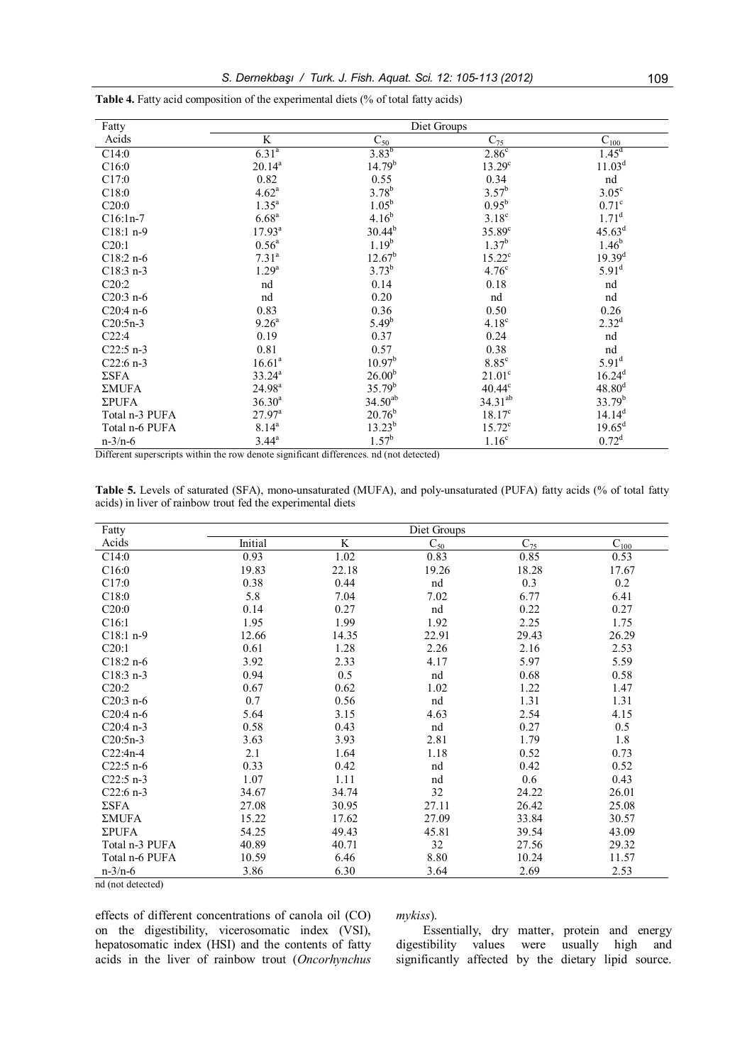**Table 4.** Fatty acid composition of the experimental diets (% of total fatty acids)

| Fatty Acids | Diet Groups | | | |
|---|---|---|---|---|
| | K | $C_{50}$ | $C_{75}$ | $C_{100}$ |
| C14:0 | $6.31^{a}$ | $3.83^{b}$ | $2.86^{c}$ | $1.45^{d}$ |
| C16:0 | $20.14^{a}$ | $14.79^{b}$ | $13.29^{c}$ | $11.03^{d}$ |
| C17:0 | 0.82 | 0.55 | 0.34 | nd |
| C18:0 | $4.62^{a}$ | $3.78^{b}$ | $3.57^{b}$ | $3.05^{c}$ |
| C20:0 | $1.35^{a}$ | $1.05^{b}$ | $0.95^{b}$ | $0.71^{c}$ |
| C16:1n-7 | $6.68^{a}$ | $4.16^{b}$ | $3.18^{c}$ | $1.71^{d}$ |
| C18:1 n-9 | $17.93^{a}$ | $30.44^{b}$ | $35.89^{c}$ | $45.63^{d}$ |
| C20:1 | $0.56^{a}$ | $1.19^{b}$ | $1.37^{b}$ | $1.46^{b}$ |
| C18:2 n-6 | $7.31^{a}$ | $12.67^{b}$ | $15.22^{c}$ | $19.39^{d}$ |
| C18:3 n-3 | $1.29^{a}$ | $3.73^{b}$ | $4.76^{c}$ | $5.91^{d}$ |
| C20:2 | nd | 0.14 | 0.18 | nd |
| C20:3 n-6 | nd | 0.20 | nd | nd |
| C20:4 n-6 | 0.83 | 0.36 | 0.50 | 0.26 |
| C20:5n-3 | $9.26^{a}$ | $5.49^{b}$ | $4.18^{c}$ | $2.32^{d}$ |
| C22:4 | 0.19 | 0.37 | 0.24 | nd |
| C22:5 n-3 | 0.81 | 0.57 | 0.38 | nd |
| C22:6 n-3 | $16.61^{a}$ | $10.97^{b}$ | $8.85^{c}$ | $5.91^{d}$ |
| ΣSFA | $33.24^{a}$ | $26.00^{b}$ | $21.01^{c}$ | $16.24^{d}$ |
| ΣMUFA | $24.98^{a}$ | $35.79^{b}$ | $40.44^{c}$ | $48.80^{d}$ |
| ΣPUFA | $36.30^{a}$ | $34.50^{ab}$ | $34.31^{ab}$ | $33.79^{b}$ |
| Total n-3 PUFA | $27.97^{a}$ | $20.76^{b}$ | $18.17^{c}$ | $14.14^{d}$ |
| Total n-6 PUFA | $8.14^{a}$ | $13.23^{b}$ | $15.72^{c}$ | $19.65^{d}$ |
| n-3/n-6 | $3.44^{a}$ | $1.57^{b}$ | $1.16^{c}$ | $0.72^{d}$ |

Different superscripts within the row denote significant differences. nd (not detected)

**Table 5.** Levels of saturated (SFA), mono-unsaturated (MUFA), and poly-unsaturated (PUFA) fatty acids (% of total fatty acids) in liver of rainbow trout fed the experimental diets

| Fatty Acids | Diet Groups | | | | |
|---|---|---|---|---|---|
| | Initial | K | $C_{50}$ | $C_{75}$ | $C_{100}$ |
| C14:0 | 0.93 | 1.02 | 0.83 | 0.85 | 0.53 |
| C16:0 | 19.83 | 22.18 | 19.26 | 18.28 | 17.67 |
| C17:0 | 0.38 | 0.44 | nd | 0.3 | 0.2 |
| C18:0 | 5.8 | 7.04 | 7.02 | 6.77 | 6.41 |
| C20:0 | 0.14 | 0.27 | nd | 0.22 | 0.27 |
| C16:1 | 1.95 | 1.99 | 1.92 | 2.25 | 1.75 |
| C18:1 n-9 | 12.66 | 14.35 | 22.91 | 29.43 | 26.29 |
| C20:1 | 0.61 | 1.28 | 2.26 | 2.16 | 2.53 |
| C18:2 n-6 | 3.92 | 2.33 | 4.17 | 5.97 | 5.59 |
| C18:3 n-3 | 0.94 | 0.5 | nd | 0.68 | 0.58 |
| C20:2 | 0.67 | 0.62 | 1.02 | 1.22 | 1.47 |
| C20:3 n-6 | 0.7 | 0.56 | nd | 1.31 | 1.31 |
| C20:4 n-6 | 5.64 | 3.15 | 4.63 | 2.54 | 4.15 |
| C20:4 n-3 | 0.58 | 0.43 | nd | 0.27 | 0.5 |
| C20:5n-3 | 3.63 | 3.93 | 2.81 | 1.79 | 1.8 |
| C22:4n-4 | 2.1 | 1.64 | 1.18 | 0.52 | 0.73 |
| C22:5 n-6 | 0.33 | 0.42 | nd | 0.42 | 0.52 |
| C22:5 n-3 | 1.07 | 1.11 | nd | 0.6 | 0.43 |
| C22:6 n-3 | 34.67 | 34.74 | 32 | 24.22 | 26.01 |
| ΣSFA | 27.08 | 30.95 | 27.11 | 26.42 | 25.08 |
| ΣMUFA | 15.22 | 17.62 | 27.09 | 33.84 | 30.57 |
| ΣPUFA | 54.25 | 49.43 | 45.81 | 39.54 | 43.09 |
| Total n-3 PUFA | 40.89 | 40.71 | 32 | 27.56 | 29.32 |
| Total n-6 PUFA | 10.59 | 6.46 | 8.80 | 10.24 | 11.57 |
| n-3/n-6 | 3.86 | 6.30 | 3.64 | 2.69 | 2.53 |

nd (not detected)

effects of different concentrations of canola oil (CO) on the digestibility, vicerosomatic index (VSI), hepatosomatic index (HSI) and the contents of fatty acids in the liver of rainbow trout (*Oncorhynchus mykiss*).

Essentially, dry matter, protein and energy digestibility values were usually high and significantly affected by the dietary lipid source.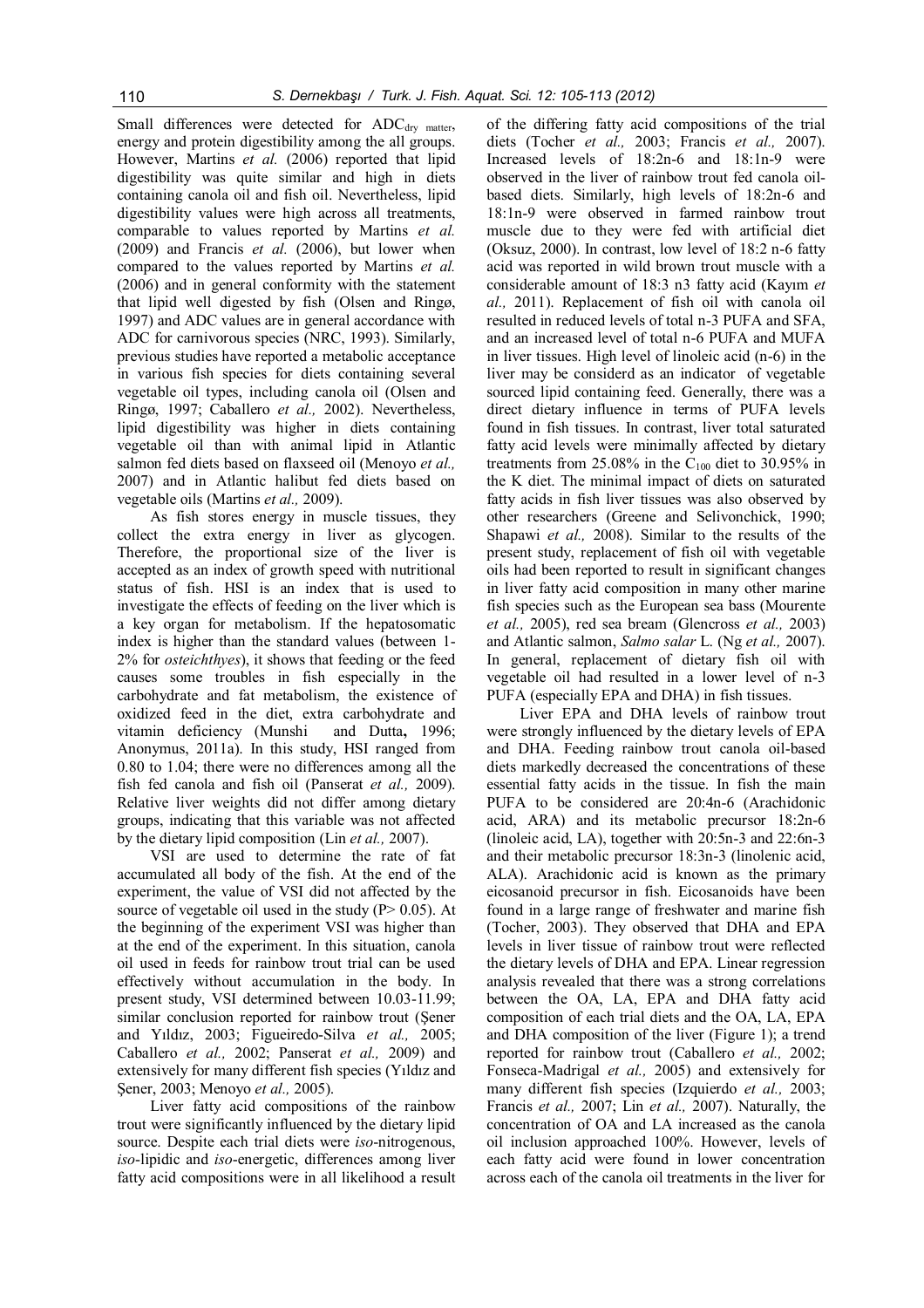Small differences were detected for $ADC_{dry\ matter}$, energy and protein digestibility among the all groups. However, Martins *et al.* (2006) reported that lipid digestibility was quite similar and high in diets containing canola oil and fish oil. Nevertheless, lipid digestibility values were high across all treatments, comparable to values reported by Martins *et al.* (2009) and Francis *et al.* (2006), but lower when compared to the values reported by Martins *et al.* (2006) and in general conformity with the statement that lipid well digested by fish (Olsen and Ringø, 1997) and ADC values are in general accordance with ADC for carnivorous species (NRC, 1993). Similarly, previous studies have reported a metabolic acceptance in various fish species for diets containing several vegetable oil types, including canola oil (Olsen and Ringø, 1997; Caballero *et al.,* 2002). Nevertheless, lipid digestibility was higher in diets containing vegetable oil than with animal lipid in Atlantic salmon fed diets based on flaxseed oil (Menoyo *et al.,* 2007) and in Atlantic halibut fed diets based on vegetable oils (Martins *et al.,* 2009).

As fish stores energy in muscle tissues, they collect the extra energy in liver as glycogen. Therefore, the proportional size of the liver is accepted as an index of growth speed with nutritional status of fish. HSI is an index that is used to investigate the effects of feeding on the liver which is a key organ for metabolism. If the hepatosomatic index is higher than the standard values (between 1-2% for *osteichthyes*), it shows that feeding or the feed causes some troubles in fish especially in the carbohydrate and fat metabolism, the existence of oxidized feed in the diet, extra carbohydrate and vitamin deficiency (Munshi and Dutta**,** 1996; Anonymus, 2011a). In this study, HSI ranged from 0.80 to 1.04; there were no differences among all the fish fed canola and fish oil (Panserat *et al.,* 2009). Relative liver weights did not differ among dietary groups, indicating that this variable was not affected by the dietary lipid composition (Lin *et al.,* 2007).

VSI are used to determine the rate of fat accumulated all body of the fish. At the end of the experiment, the value of VSI did not affected by the source of vegetable oil used in the study ($P > 0.05$). At the beginning of the experiment VSI was higher than at the end of the experiment. In this situation, canola oil used in feeds for rainbow trout trial can be used effectively without accumulation in the body. In present study, VSI determined between 10.03-11.99; similar conclusion reported for rainbow trout (Şener and Yıldız, 2003; Figueiredo-Silva *et al.,* 2005; Caballero *et al.,* 2002; Panserat *et al.,* 2009) and extensively for many different fish species (Yıldız and Şener, 2003; Menoyo *et al.,* 2005).

Liver fatty acid compositions of the rainbow trout were significantly influenced by the dietary lipid source. Despite each trial diets were *iso*-nitrogenous, *iso*-lipidic and *iso*-energetic, differences among liver fatty acid compositions were in all likelihood a result of the differing fatty acid compositions of the trial diets (Tocher *et al.,* 2003; Francis *et al.,* 2007). Increased levels of 18:2n-6 and 18:1n-9 were observed in the liver of rainbow trout fed canola oil-based diets. Similarly, high levels of 18:2n-6 and 18:1n-9 were observed in farmed rainbow trout muscle due to they were fed with artificial diet (Oksuz, 2000). In contrast, low level of 18:2 n-6 fatty acid was reported in wild brown trout muscle with a considerable amount of 18:3 n3 fatty acid (Kayım *et al.,* 2011). Replacement of fish oil with canola oil resulted in reduced levels of total n-3 PUFA and SFA, and an increased level of total n-6 PUFA and MUFA in liver tissues. High level of linoleic acid (n-6) in the liver may be considerd as an indicator of vegetable sourced lipid containing feed. Generally, there was a direct dietary influence in terms of PUFA levels found in fish tissues. In contrast, liver total saturated fatty acid levels were minimally affected by dietary treatments from 25.08% in the $C_{100}$ diet to 30.95% in the K diet. The minimal impact of diets on saturated fatty acids in fish liver tissues was also observed by other researchers (Greene and Selivonchick, 1990; Shapawi *et al.,* 2008). Similar to the results of the present study, replacement of fish oil with vegetable oils had been reported to result in significant changes in liver fatty acid composition in many other marine fish species such as the European sea bass (Mourente *et al.,* 2005), red sea bream (Glencross *et al.,* 2003) and Atlantic salmon, *Salmo salar* L. (Ng *et al.,* 2007). In general, replacement of dietary fish oil with vegetable oil had resulted in a lower level of n-3 PUFA (especially EPA and DHA) in fish tissues.

Liver EPA and DHA levels of rainbow trout were strongly influenced by the dietary levels of EPA and DHA. Feeding rainbow trout canola oil-based diets markedly decreased the concentrations of these essential fatty acids in the tissue. In fish the main PUFA to be considered are 20:4n-6 (Arachidonic acid, ARA) and its metabolic precursor 18:2n-6 (linoleic acid, LA), together with 20:5n-3 and 22:6n-3 and their metabolic precursor 18:3n-3 (linolenic acid, ALA). Arachidonic acid is known as the primary eicosanoid precursor in fish. Eicosanoids have been found in a large range of freshwater and marine fish (Tocher, 2003). They observed that DHA and EPA levels in liver tissue of rainbow trout were reflected the dietary levels of DHA and EPA. Linear regression analysis revealed that there was a strong correlations between the OA, LA, EPA and DHA fatty acid composition of each trial diets and the OA, LA, EPA and DHA composition of the liver (Figure 1); a trend reported for rainbow trout (Caballero *et al.,* 2002; Fonseca-Madrigal *et al.,* 2005) and extensively for many different fish species (Izquierdo *et al.,* 2003; Francis *et al.,* 2007; Lin *et al.,* 2007). Naturally, the concentration of OA and LA increased as the canola oil inclusion approached 100%. However, levels of each fatty acid were found in lower concentration across each of the canola oil treatments in the liver for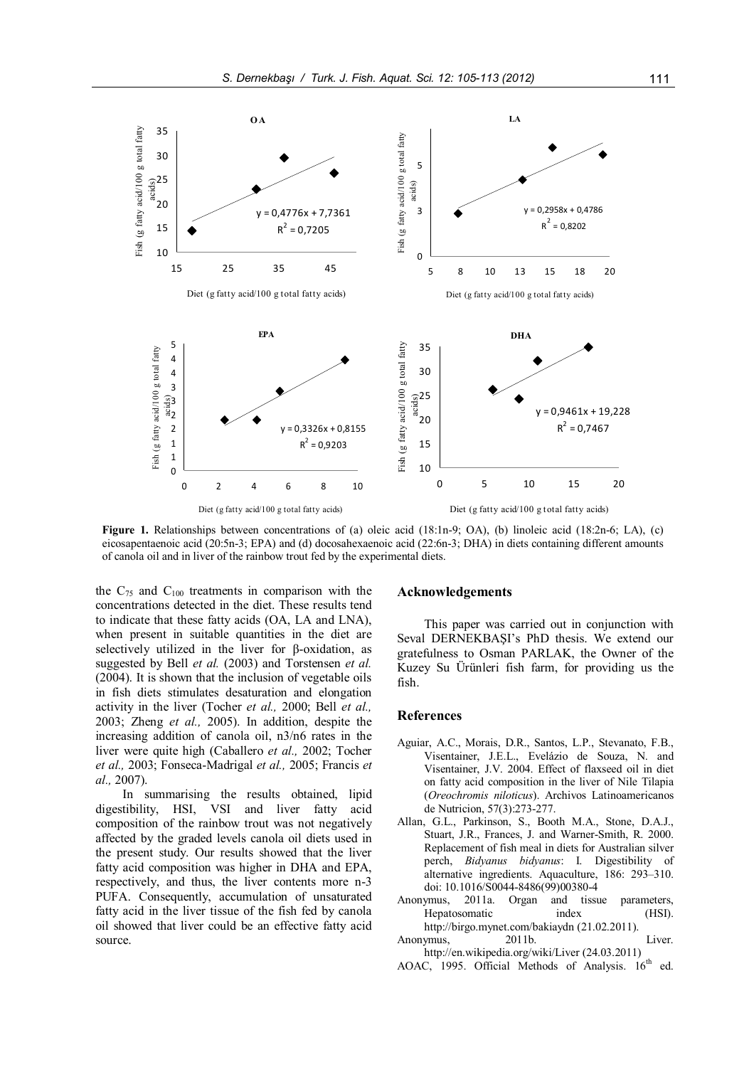**Figure 1.** Relationships between concentrations of (a) oleic acid (18:1n-9; OA), (b) linoleic acid (18:2n-6; LA), (c) eicosapentaenoic acid (20:5n-3; EPA) and (d) docosahexaenoic acid (22:6n-3; DHA) in diets containing different amounts of canola oil and in liver of the rainbow trout fed by the experimental diets.

the $C_{75}$ and $C_{100}$ treatments in comparison with the concentrations detected in the diet. These results tend to indicate that these fatty acids (OA, LA and LNA), when present in suitable quantities in the diet are selectively utilized in the liver for β-oxidation, as suggested by Bell *et al.* (2003) and Torstensen *et al.* (2004). It is shown that the inclusion of vegetable oils in fish diets stimulates desaturation and elongation activity in the liver (Tocher *et al.,* 2000; Bell *et al.,* 2003; Zheng *et al.,* 2005). In addition, despite the increasing addition of canola oil, n3/n6 rates in the liver were quite high (Caballero *et al.,* 2002; Tocher *et al.,* 2003; Fonseca-Madrigal *et al.,* 2005; Francis *et al.,* 2007).

In summarising the results obtained, lipid digestibility, HSI, VSI and liver fatty acid composition of the rainbow trout was not negatively affected by the graded levels canola oil diets used in the present study. Our results showed that the liver fatty acid composition was higher in DHA and EPA, respectively, and thus, the liver contents more n-3 PUFA. Consequently, accumulation of unsaturated fatty acid in the liver tissue of the fish fed by canola oil showed that liver could be an effective fatty acid source.

## Acknowledgements

This paper was carried out in conjunction with Seval DERNEKBAŞI's PhD thesis. We extend our gratefulness to Osman PARLAK, the Owner of the Kuzey Su Ürünleri fish farm, for providing us the fish.

## References

Aguiar, A.C., Morais, D.R., Santos, L.P., Stevanato, F.B., Visentainer, J.E.L., Evelázio de Souza, N. and Visentainer, J.V. 2004. Effect of flaxseed oil in diet on fatty acid composition in the liver of Nile Tilapia (*Oreochromis niloticus*). Archivos Latinoamericanos de Nutricion, 57(3):273-277.

Allan, G.L., Parkinson, S., Booth M.A., Stone, D.A.J., Stuart, J.R., Frances, J. and Warner-Smith, R. 2000. Replacement of fish meal in diets for Australian silver perch, *Bidyanus bidyanus*: I. Digestibility of alternative ingredients. Aquaculture, 186: 293–310. doi: 10.1016/S0044-8486(99)00380-4

Anonymus, 2011a. Organ and tissue parameters, Hepatosomatic index (HSI). http://birgo.mynet.com/bakiaydn (21.02.2011).

Anonymus, 2011b. Liver. http://en.wikipedia.org/wiki/Liver (24.03.2011)

AOAC, 1995. Official Methods of Analysis. 16th ed.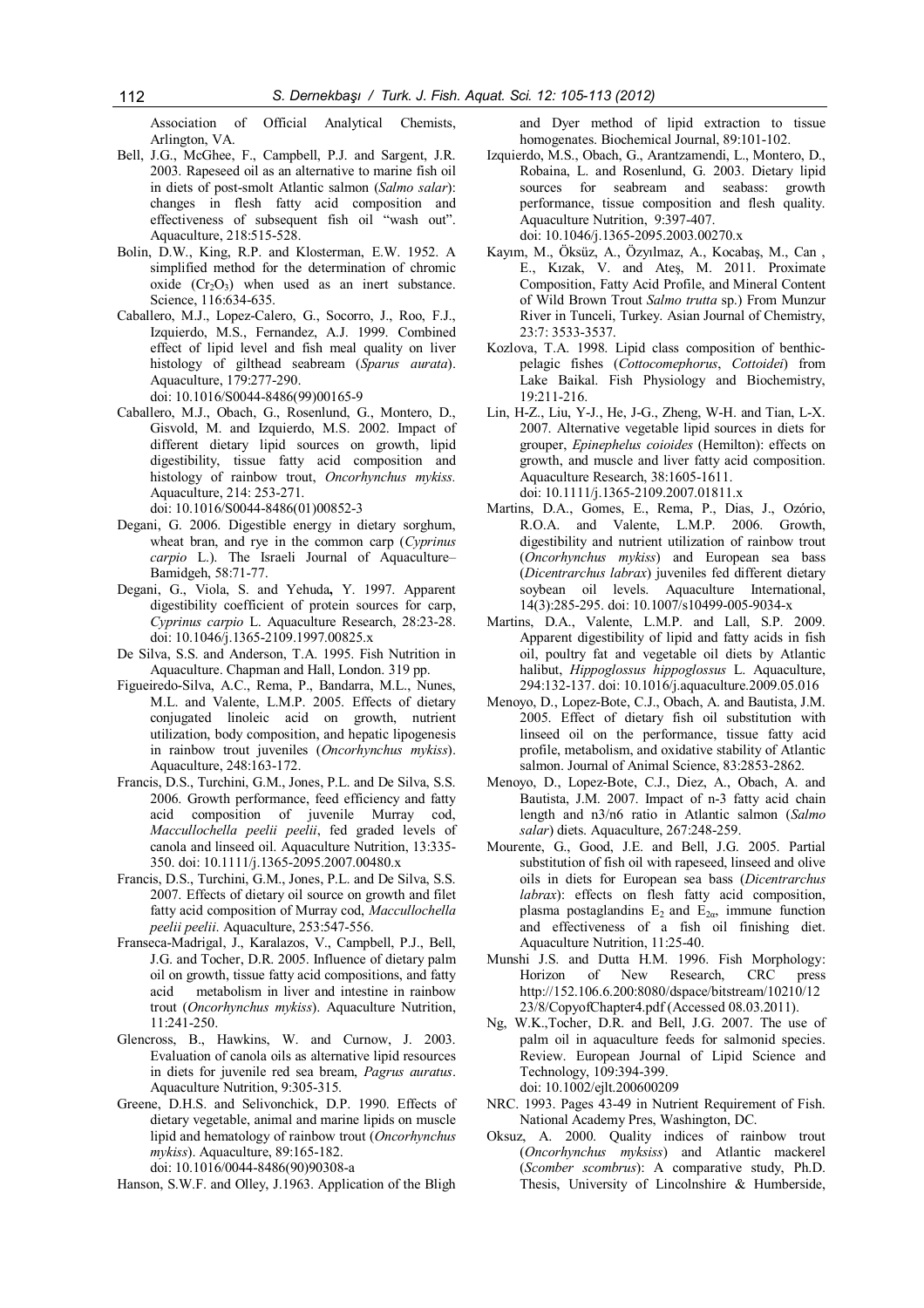Association of Official Analytical Chemists, Arlington, VA.

Bell, J.G., McGhee, F., Campbell, P.J. and Sargent, J.R. 2003. Rapeseed oil as an alternative to marine fish oil in diets of post-smolt Atlantic salmon (*Salmo salar*): changes in flesh fatty acid composition and effectiveness of subsequent fish oil "wash out". Aquaculture, 218:515-528.

Bolin, D.W., King, R.P. and Klosterman, E.W. 1952. A simplified method for the determination of chromic oxide ($Cr_2O_3$) when used as an inert substance. Science, 116:634-635.

Caballero, M.J., Lopez-Calero, G., Socorro, J., Roo, F.J., Izquierdo, M.S., Fernandez, A.J. 1999. Combined effect of lipid level and fish meal quality on liver histology of gilthead seabream (*Sparus aurata*). Aquaculture, 179:277-290. doi: 10.1016/S0044-8486(99)00165-9

Caballero, M.J., Obach, G., Rosenlund, G., Montero, D., Gisvold, M. and Izquierdo, M.S. 2002. Impact of different dietary lipid sources on growth, lipid digestibility, tissue fatty acid composition and histology of rainbow trout, *Oncorhynchus mykiss.* Aquaculture, 214: 253-271. doi: 10.1016/S0044-8486(01)00852-3

Degani, G. 2006. Digestible energy in dietary sorghum, wheat bran, and rye in the common carp (*Cyprinus carpio* L.). The Israeli Journal of Aquaculture–Bamidgeh, 58:71-77.

Degani, G., Viola, S. and Yehuda, Y. 1997. Apparent digestibility coefficient of protein sources for carp, *Cyprinus carpio* L. Aquaculture Research, 28:23-28. doi: 10.1046/j.1365-2109.1997.00825.x

De Silva, S.S. and Anderson, T.A. 1995. Fish Nutrition in Aquaculture. Chapman and Hall, London. 319 pp.

Figueiredo-Silva, A.C., Rema, P., Bandarra, M.L., Nunes, M.L. and Valente, L.M.P. 2005. Effects of dietary conjugated linoleic acid on growth, nutrient utilization, body composition, and hepatic lipogenesis in rainbow trout juveniles (*Oncorhynchus mykiss*). Aquaculture, 248:163-172.

Francis, D.S., Turchini, G.M., Jones, P.L. and De Silva, S.S. 2006. Growth performance, feed efficiency and fatty acid composition of juvenile Murray cod, *Maccullochella peelii peelii*, fed graded levels of canola and linseed oil. Aquaculture Nutrition, 13:335-350. doi: 10.1111/j.1365-2095.2007.00480.x

Francis, D.S., Turchini, G.M., Jones, P.L. and De Silva, S.S. 2007. Effects of dietary oil source on growth and filet fatty acid composition of Murray cod, *Maccullochella peelii peelii*. Aquaculture, 253:547-556.

Franseca-Madrigal, J., Karalazos, V., Campbell, P.J., Bell, J.G. and Tocher, D.R. 2005. Influence of dietary palm oil on growth, tissue fatty acid compositions, and fatty acid metabolism in liver and intestine in rainbow trout (*Oncorhynchus mykiss*). Aquaculture Nutrition, 11:241-250.

Glencross, B., Hawkins, W. and Curnow, J. 2003. Evaluation of canola oils as alternative lipid resources in diets for juvenile red sea bream, *Pagrus auratus*. Aquaculture Nutrition, 9:305-315.

Greene, D.H.S. and Selivonchick, D.P. 1990. Effects of dietary vegetable, animal and marine lipids on muscle lipid and hematology of rainbow trout (*Oncorhynchus mykiss*). Aquaculture, 89:165-182. doi: 10.1016/0044-8486(90)90308-a

Hanson, S.W.F. and Olley, J.1963. Application of the Bligh and Dyer method of lipid extraction to tissue homogenates. Biochemical Journal, 89:101-102.

Izquierdo, M.S., Obach, G., Arantzamendi, L., Montero, D., Robaina, L. and Rosenlund, G. 2003. Dietary lipid sources for seabream and seabass: growth performance, tissue composition and flesh quality. Aquaculture Nutrition, 9:397-407. doi: 10.1046/j.1365-2095.2003.00270.x

Kayım, M., Öksüz, A., Özyılmaz, A., Kocabaş, M., Can , E., Kızak, V. and Ateş, M. 2011. Proximate Composition, Fatty Acid Profile, and Mineral Content of Wild Brown Trout *Salmo trutta* sp.) From Munzur River in Tunceli, Turkey. Asian Journal of Chemistry, 23:7: 3533-3537.

Kozlova, T.A. 1998. Lipid class composition of benthic-pelagic fishes (*Cottocomephorus*, *Cottoidei*) from Lake Baikal. Fish Physiology and Biochemistry, 19:211-216.

Lin, H-Z., Liu, Y-J., He, J-G., Zheng, W-H. and Tian, L-X. 2007. Alternative vegetable lipid sources in diets for grouper, *Epinephelus coioides* (Hemilton): effects on growth, and muscle and liver fatty acid composition. Aquaculture Research, 38:1605-1611. doi: 10.1111/j.1365-2109.2007.01811.x

Martins, D.A., Gomes, E., Rema, P., Dias, J., Ozório, R.O.A. and Valente, L.M.P. 2006. Growth, digestibility and nutrient utilization of rainbow trout (*Oncorhynchus mykiss*) and European sea bass (*Dicentrarchus labrax*) juveniles fed different dietary soybean oil levels. Aquaculture International, 14(3):285-295. doi: 10.1007/s10499-005-9034-x

Martins, D.A., Valente, L.M.P. and Lall, S.P. 2009. Apparent digestibility of lipid and fatty acids in fish oil, poultry fat and vegetable oil diets by Atlantic halibut, *Hippoglossus hippoglossus* L. Aquaculture, 294:132-137. doi: 10.1016/j.aquaculture.2009.05.016

Menoyo, D., Lopez-Bote, C.J., Obach, A. and Bautista, J.M. 2005. Effect of dietary fish oil substitution with linseed oil on the performance, tissue fatty acid profile, metabolism, and oxidative stability of Atlantic salmon. Journal of Animal Science, 83:2853-2862.

Menoyo, D., Lopez-Bote, C.J., Diez, A., Obach, A. and Bautista, J.M. 2007. Impact of n-3 fatty acid chain length and n3/n6 ratio in Atlantic salmon (*Salmo salar*) diets. Aquaculture, 267:248-259.

Mourente, G., Good, J.E. and Bell, J.G. 2005. Partial substitution of fish oil with rapeseed, linseed and olive oils in diets for European sea bass (*Dicentrarchus labrax*): effects on flesh fatty acid composition, plasma postaglandins $E_2$ and $E_{2\alpha}$, immune function and effectiveness of a fish oil finishing diet. Aquaculture Nutrition, 11:25-40.

Munshi J.S. and Dutta H.M. 1996. Fish Morphology: Horizon of New Research, CRC press http://152.106.6.200:8080/dspace/bitstream/10210/1223/8/CopyofChapter4.pdf (Accessed 08.03.2011).

Ng, W.K.,Tocher, D.R. and Bell, J.G. 2007. The use of palm oil in aquaculture feeds for salmonid species. Review. European Journal of Lipid Science and Technology, 109:394-399. doi: 10.1002/ejlt.200600209

NRC. 1993. Pages 43-49 in Nutrient Requirement of Fish. National Academy Pres, Washington, DC.

Oksuz, A. 2000. Quality indices of rainbow trout (*Oncorhynchus myksiss*) and Atlantic mackerel (*Scomber scombrus*): A comparative study, Ph.D. Thesis, University of Lincolnshire & Humberside,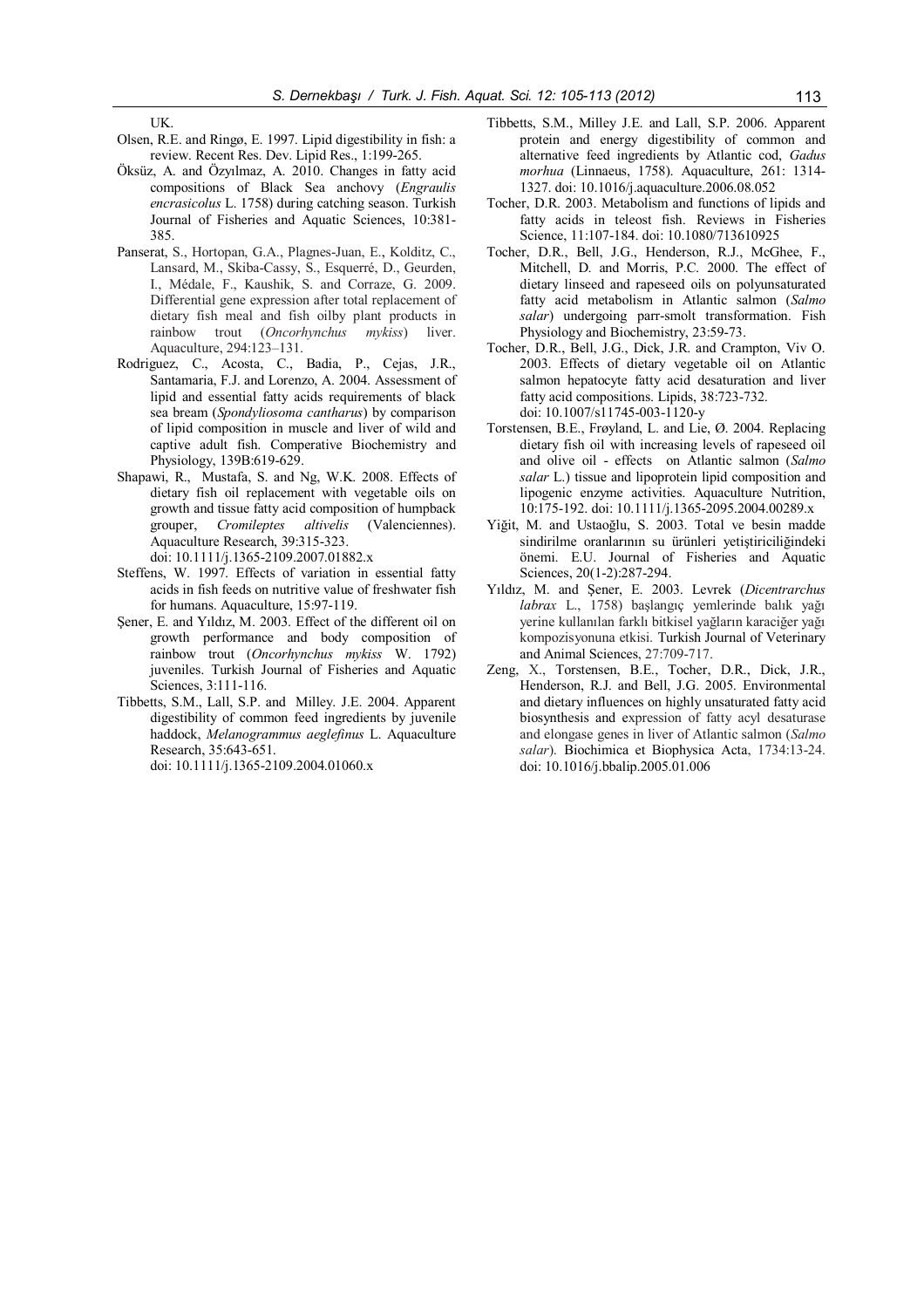UK.

Olsen, R.E. and Ringø, E. 1997. Lipid digestibility in fish: a review. Recent Res. Dev. Lipid Res., 1:199-265.

Öksüz, A. and Özyılmaz, A. 2010. Changes in fatty acid compositions of Black Sea anchovy (*Engraulis encrasicolus* L. 1758) during catching season. Turkish Journal of Fisheries and Aquatic Sciences, 10:381-385.

Panserat, S., Hortopan, G.A., Plagnes-Juan, E., Kolditz, C., Lansard, M., Skiba-Cassy, S., Esquerré, D., Geurden, I., Médale, F., Kaushik, S. and Corraze, G. 2009. Differential gene expression after total replacement of dietary fish meal and fish oilby plant products in rainbow trout (*Oncorhynchus mykiss*) liver. Aquaculture, 294:123–131.

Rodriguez, C., Acosta, C., Badia, P., Cejas, J.R., Santamaria, F.J. and Lorenzo, A. 2004. Assessment of lipid and essential fatty acids requirements of black sea bream (*Spondyliosoma cantharus*) by comparison of lipid composition in muscle and liver of wild and captive adult fish. Comperative Biochemistry and Physiology, 139B:619-629.

Shapawi, R., Mustafa, S. and Ng, W.K. 2008. Effects of dietary fish oil replacement with vegetable oils on growth and tissue fatty acid composition of humpback grouper, *Cromileptes altivelis* (Valenciennes). Aquaculture Research, 39:315-323. doi: 10.1111/j.1365-2109.2007.01882.x

Steffens, W. 1997. Effects of variation in essential fatty acids in fish feeds on nutritive value of freshwater fish for humans. Aquaculture, 15:97-119.

Şener, E. and Yıldız, M. 2003. Effect of the different oil on growth performance and body composition of rainbow trout (*Oncorhynchus mykiss* W. 1792) juveniles. Turkish Journal of Fisheries and Aquatic Sciences, 3:111-116.

Tibbetts, S.M., Lall, S.P. and Milley. J.E. 2004. Apparent digestibility of common feed ingredients by juvenile haddock, *Melanogrammus aeglefinus* L. Aquaculture Research, 35:643-651. doi: 10.1111/j.1365-2109.2004.01060.x

Tibbetts, S.M., Milley J.E. and Lall, S.P. 2006. Apparent protein and energy digestibility of common and alternative feed ingredients by Atlantic cod, *Gadus morhua* (Linnaeus, 1758). Aquaculture, 261: 1314-1327. doi: 10.1016/j.aquaculture.2006.08.052

Tocher, D.R. 2003. Metabolism and functions of lipids and fatty acids in teleost fish. Reviews in Fisheries Science, 11:107-184. doi: 10.1080/713610925

Tocher, D.R., Bell, J.G., Henderson, R.J., McGhee, F., Mitchell, D. and Morris, P.C. 2000. The effect of dietary linseed and rapeseed oils on polyunsaturated fatty acid metabolism in Atlantic salmon (*Salmo salar*) undergoing parr-smolt transformation. Fish Physiology and Biochemistry, 23:59-73.

Tocher, D.R., Bell, J.G., Dick, J.R. and Crampton, Viv O. 2003. Effects of dietary vegetable oil on Atlantic salmon hepatocyte fatty acid desaturation and liver fatty acid compositions. Lipids, 38:723-732. doi: 10.1007/s11745-003-1120-y

Torstensen, B.E., Frøyland, L. and Lie, Ø. 2004. Replacing dietary fish oil with increasing levels of rapeseed oil and olive oil - effects on Atlantic salmon (*Salmo salar* L.) tissue and lipoprotein lipid composition and lipogenic enzyme activities. Aquaculture Nutrition, 10:175-192. doi: 10.1111/j.1365-2095.2004.00289.x

Yiğit, M. and Ustaoğlu, S. 2003. Total ve besin madde sindirilme oranlarının su ürünleri yetiştiriciliğindeki önemi. E.U. Journal of Fisheries and Aquatic Sciences, 20(1-2):287-294.

Yıldız, M. and Şener, E. 2003. Levrek (*Dicentrarchus labrax* L., 1758) başlangıç yemlerinde balık yağı yerine kullanılan farklı bitkisel yağların karaciğer yağı kompozisyonuna etkisi. Turkish Journal of Veterinary and Animal Sciences, 27:709-717.

Zeng, X., Torstensen, B.E., Tocher, D.R., Dick, J.R., Henderson, R.J. and Bell, J.G. 2005. Environmental and dietary influences on highly unsaturated fatty acid biosynthesis and expression of fatty acyl desaturase and elongase genes in liver of Atlantic salmon (*Salmo salar*). Biochimica et Biophysica Acta, 1734:13-24. doi: 10.1016/j.bbalip.2005.01.006